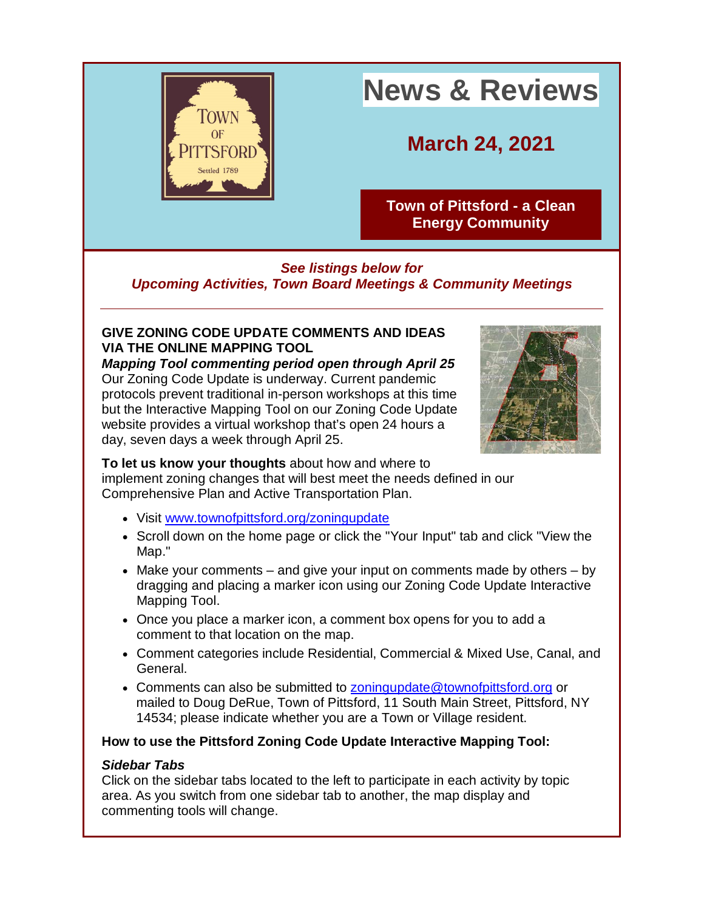# News & Reviews

## March 24, 2021

**Town of Pittsford - a Clean Energy Community**

***See listings below for Upcoming Activities, Town Board Meetings & Community Meetings***

---

**GIVE ZONING CODE UPDATE COMMENTS AND IDEAS VIA THE ONLINE MAPPING TOOL**

***Mapping Tool commenting period open through April 25***

Our Zoning Code Update is underway. Current pandemic protocols prevent traditional in-person workshops at this time but the Interactive Mapping Tool on our Zoning Code Update website provides a virtual workshop that's open 24 hours a day, seven days a week through April 25.

**To let us know your thoughts** about how and where to implement zoning changes that will best meet the needs defined in our Comprehensive Plan and Active Transportation Plan.

- Visit www.townofpittsford.org/zoningupdate
- Scroll down on the home page or click the "Your Input" tab and click "View the Map."
- Make your comments – and give your input on comments made by others – by dragging and placing a marker icon using our Zoning Code Update Interactive Mapping Tool.
- Once you place a marker icon, a comment box opens for you to add a comment to that location on the map.
- Comment categories include Residential, Commercial & Mixed Use, Canal, and General.
- Comments can also be submitted to zoningupdate@townofpittsford.org or mailed to Doug DeRue, Town of Pittsford, 11 South Main Street, Pittsford, NY 14534; please indicate whether you are a Town or Village resident.

**How to use the Pittsford Zoning Code Update Interactive Mapping Tool:**

***Sidebar Tabs***

Click on the sidebar tabs located to the left to participate in each activity by topic area. As you switch from one sidebar tab to another, the map display and commenting tools will change.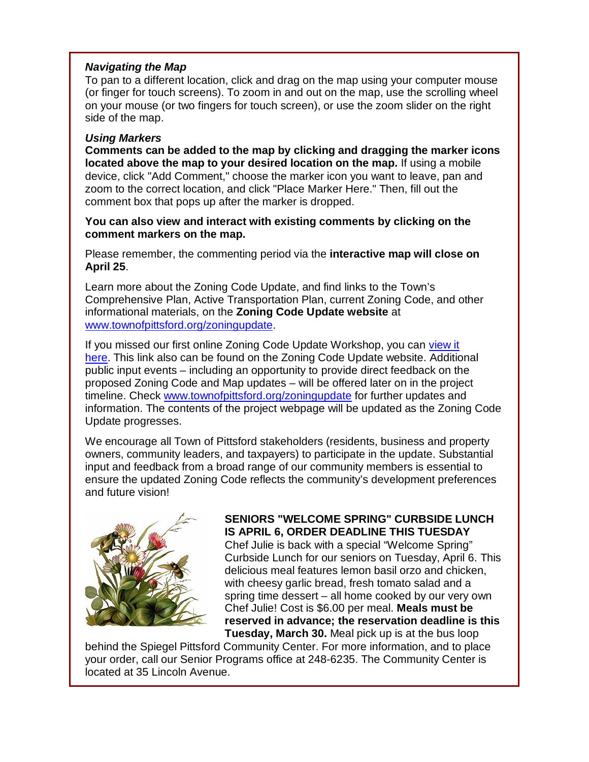***Navigating the Map***

To pan to a different location, click and drag on the map using your computer mouse (or finger for touch screens). To zoom in and out on the map, use the scrolling wheel on your mouse (or two fingers for touch screen), or use the zoom slider on the right side of the map.

***Using Markers***

**Comments can be added to the map by clicking and dragging the marker icons located above the map to your desired location on the map.** If using a mobile device, click "Add Comment," choose the marker icon you want to leave, pan and zoom to the correct location, and click "Place Marker Here." Then, fill out the comment box that pops up after the marker is dropped.

**You can also view and interact with existing comments by clicking on the comment markers on the map.**

Please remember, the commenting period via the **interactive map will close on April 25**.

Learn more about the Zoning Code Update, and find links to the Town's Comprehensive Plan, Active Transportation Plan, current Zoning Code, and other informational materials, on the **Zoning Code Update website** at www.townofpittsford.org/zoningupdate.

If you missed our first online Zoning Code Update Workshop, you can view it here. This link also can be found on the Zoning Code Update website. Additional public input events – including an opportunity to provide direct feedback on the proposed Zoning Code and Map updates – will be offered later on in the project timeline. Check www.townofpittsford.org/zoningupdate for further updates and information. The contents of the project webpage will be updated as the Zoning Code Update progresses.

We encourage all Town of Pittsford stakeholders (residents, business and property owners, community leaders, and taxpayers) to participate in the update. Substantial input and feedback from a broad range of our community members is essential to ensure the updated Zoning Code reflects the community's development preferences and future vision!

**SENIORS "WELCOME SPRING" CURBSIDE LUNCH IS APRIL 6, ORDER DEADLINE THIS TUESDAY**

Chef Julie is back with a special "Welcome Spring" Curbside Lunch for our seniors on Tuesday, April 6. This delicious meal features lemon basil orzo and chicken, with cheesy garlic bread, fresh tomato salad and a spring time dessert – all home cooked by our very own Chef Julie! Cost is $6.00 per meal. **Meals must be reserved in advance; the reservation deadline is this Tuesday, March 30.** Meal pick up is at the bus loop behind the Spiegel Pittsford Community Center. For more information, and to place your order, call our Senior Programs office at 248-6235. The Community Center is located at 35 Lincoln Avenue.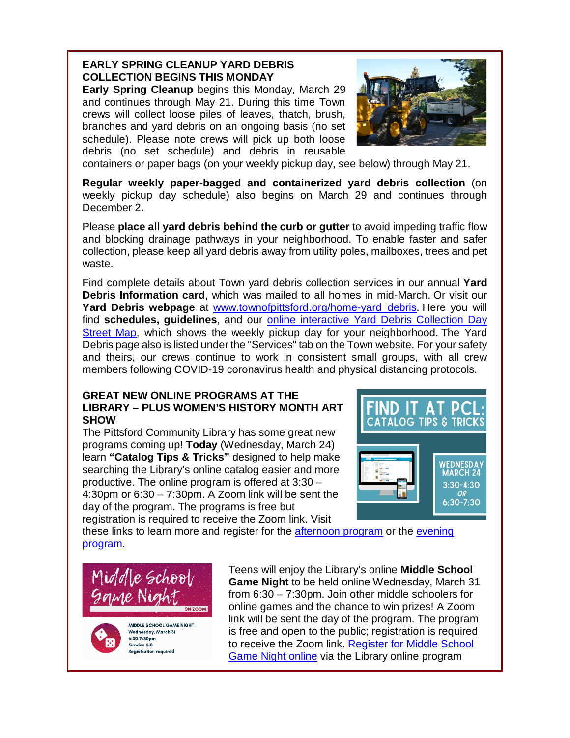## EARLY SPRING CLEANUP YARD DEBRIS COLLECTION BEGINS THIS MONDAY

**Early Spring Cleanup** begins this Monday, March 29 and continues through May 21. During this time Town crews will collect loose piles of leaves, thatch, brush, branches and yard debris on an ongoing basis (no set schedule). Please note crews will pick up both loose debris (no set schedule) and debris in reusable containers or paper bags (on your weekly pickup day, see below) through May 21.

**Regular weekly paper-bagged and containerized yard debris collection** (on weekly pickup day schedule) also begins on March 29 and continues through December 2**.**

Please **place all yard debris behind the curb or gutter** to avoid impeding traffic flow and blocking drainage pathways in your neighborhood. To enable faster and safer collection, please keep all yard debris away from utility poles, mailboxes, trees and pet waste.

Find complete details about Town yard debris collection services in our annual **Yard Debris Information card**, which was mailed to all homes in mid-March. Or visit our **Yard Debris webpage** at www.townofpittsford.org/home-yard_debris. Here you will find **schedules, guidelines**, and our online interactive Yard Debris Collection Day Street Map, which shows the weekly pickup day for your neighborhood. The Yard Debris page also is listed under the "Services" tab on the Town website. For your safety and theirs, our crews continue to work in consistent small groups, with all crew members following COVID-19 coronavirus health and physical distancing protocols.

## GREAT NEW ONLINE PROGRAMS AT THE LIBRARY – PLUS WOMEN'S HISTORY MONTH ART SHOW

The Pittsford Community Library has some great new programs coming up! **Today** (Wednesday, March 24) learn **"Catalog Tips & Tricks"** designed to help make searching the Library's online catalog easier and more productive. The online program is offered at 3:30 – 4:30pm or 6:30 – 7:30pm. A Zoom link will be sent the day of the program. The programs is free but registration is required to receive the Zoom link. Visit these links to learn more and register for the afternoon program or the evening program.

Teens will enjoy the Library's online **Middle School Game Night** to be held online Wednesday, March 31 from 6:30 – 7:30pm. Join other middle schoolers for online games and the chance to win prizes! A Zoom link will be sent the day of the program. The program is free and open to the public; registration is required to receive the Zoom link. Register for Middle School Game Night online via the Library online program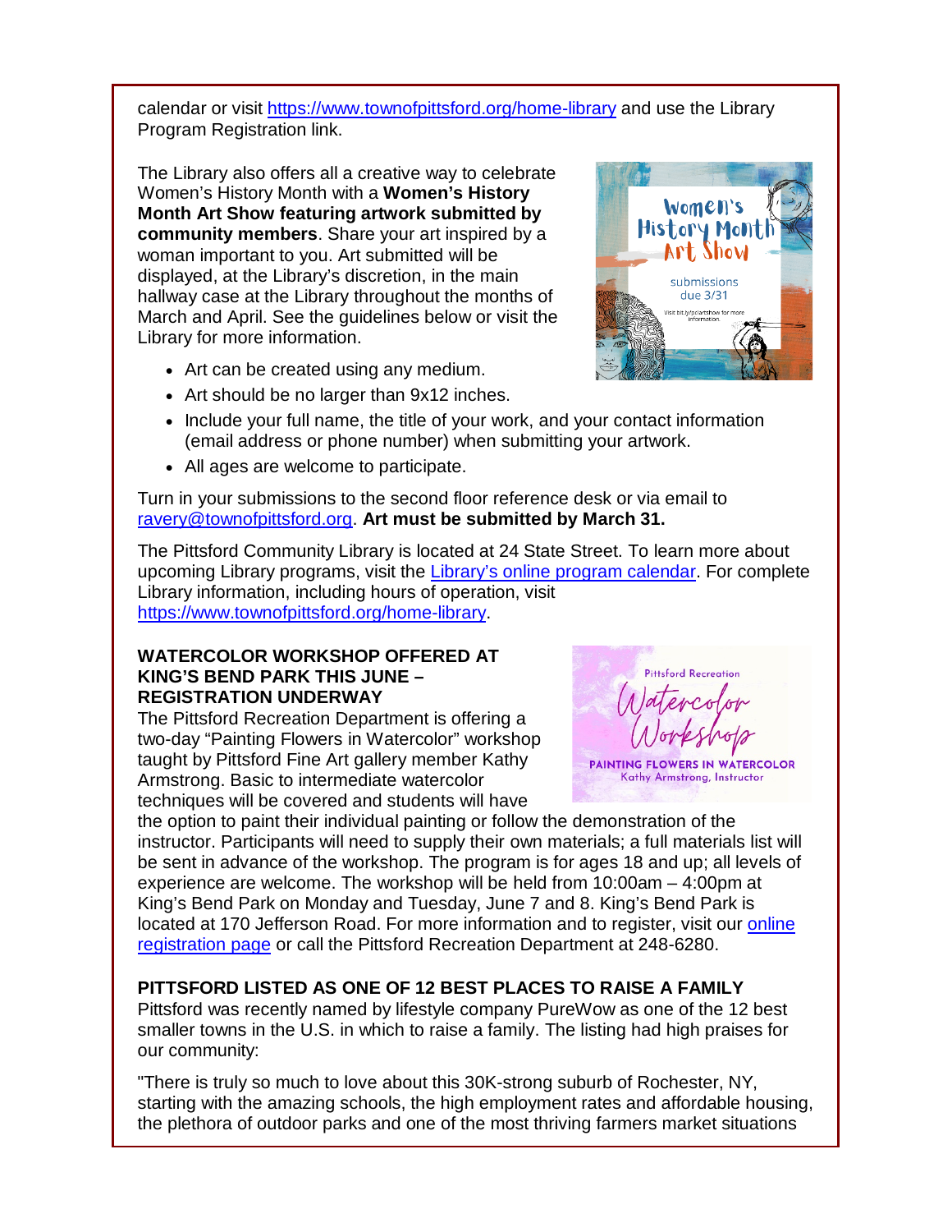calendar or visit [https://www.townofpittsford.org/home-library](https://www.townofpittsford.org/home-library) and use the Library Program Registration link.

The Library also offers all a creative way to celebrate Women's History Month with a **Women's History Month Art Show featuring artwork submitted by community members**. Share your art inspired by a woman important to you. Art submitted will be displayed, at the Library's discretion, in the main hallway case at the Library throughout the months of March and April. See the guidelines below or visit the Library for more information.

- Art can be created using any medium.
- Art should be no larger than 9x12 inches.
- Include your full name, the title of your work, and your contact information (email address or phone number) when submitting your artwork.
- All ages are welcome to participate.

Turn in your submissions to the second floor reference desk or via email to [ravery@townofpittsford.org](mailto:ravery@townofpittsford.org). **Art must be submitted by March 31.**

The Pittsford Community Library is located at 24 State Street. To learn more about upcoming Library programs, visit the Library's online program calendar. For complete Library information, including hours of operation, visit [https://www.townofpittsford.org/home-library](https://www.townofpittsford.org/home-library).

**WATERCOLOR WORKSHOP OFFERED AT KING'S BEND PARK THIS JUNE – REGISTRATION UNDERWAY**

The Pittsford Recreation Department is offering a two-day "Painting Flowers in Watercolor" workshop taught by Pittsford Fine Art gallery member Kathy Armstrong. Basic to intermediate watercolor techniques will be covered and students will have the option to paint their individual painting or follow the demonstration of the instructor. Participants will need to supply their own materials; a full materials list will be sent in advance of the workshop. The program is for ages 18 and up; all levels of experience are welcome. The workshop will be held from 10:00am – 4:00pm at King's Bend Park on Monday and Tuesday, June 7 and 8. King's Bend Park is located at 170 Jefferson Road. For more information and to register, visit our online registration page or call the Pittsford Recreation Department at 248-6280.

**PITTSFORD LISTED AS ONE OF 12 BEST PLACES TO RAISE A FAMILY**

Pittsford was recently named by lifestyle company PureWow as one of the 12 best smaller towns in the U.S. in which to raise a family. The listing had high praises for our community:

"There is truly so much to love about this 30K-strong suburb of Rochester, NY, starting with the amazing schools, the high employment rates and affordable housing, the plethora of outdoor parks and one of the most thriving farmers market situations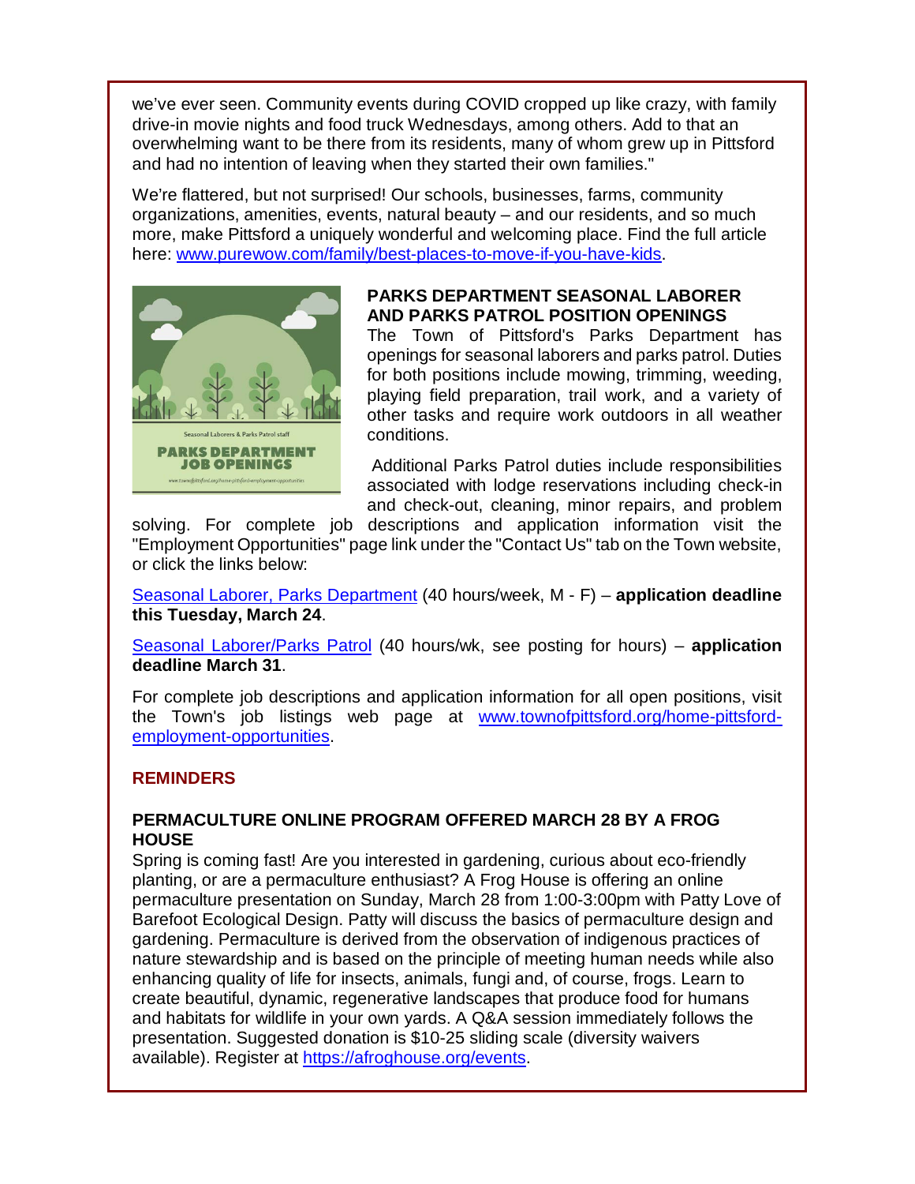we've ever seen. Community events during COVID cropped up like crazy, with family drive-in movie nights and food truck Wednesdays, among others. Add to that an overwhelming want to be there from its residents, many of whom grew up in Pittsford and had no intention of leaving when they started their own families."

We're flattered, but not surprised! Our schools, businesses, farms, community organizations, amenities, events, natural beauty – and our residents, and so much more, make Pittsford a uniquely wonderful and welcoming place. Find the full article here: [www.purewow.com/family/best-places-to-move-if-you-have-kids](www.purewow.com/family/best-places-to-move-if-you-have-kids).

**PARKS DEPARTMENT SEASONAL LABORER AND PARKS PATROL POSITION OPENINGS**

The Town of Pittsford's Parks Department has openings for seasonal laborers and parks patrol. Duties for both positions include mowing, trimming, weeding, playing field preparation, trail work, and a variety of other tasks and require work outdoors in all weather conditions.

Additional Parks Patrol duties include responsibilities associated with lodge reservations including check-in and check-out, cleaning, minor repairs, and problem solving. For complete job descriptions and application information visit the "Employment Opportunities" page link under the "Contact Us" tab on the Town website, or click the links below:

Seasonal Laborer, Parks Department (40 hours/week, M - F) – **application deadline this Tuesday, March 24**.

Seasonal Laborer/Parks Patrol (40 hours/wk, see posting for hours) – **application deadline March 31**.

For complete job descriptions and application information for all open positions, visit the Town's job listings web page at [www.townofpittsford.org/home-pittsford-employment-opportunities](www.townofpittsford.org/home-pittsford-employment-opportunities).

## REMINDERS

**PERMACULTURE ONLINE PROGRAM OFFERED MARCH 28 BY A FROG HOUSE**

Spring is coming fast! Are you interested in gardening, curious about eco-friendly planting, or are a permaculture enthusiast? A Frog House is offering an online permaculture presentation on Sunday, March 28 from 1:00-3:00pm with Patty Love of Barefoot Ecological Design. Patty will discuss the basics of permaculture design and gardening. Permaculture is derived from the observation of indigenous practices of nature stewardship and is based on the principle of meeting human needs while also enhancing quality of life for insects, animals, fungi and, of course, frogs. Learn to create beautiful, dynamic, regenerative landscapes that produce food for humans and habitats for wildlife in your own yards. A Q&A session immediately follows the presentation. Suggested donation is $10-25 sliding scale (diversity waivers available). Register at [https://afroghouse.org/events](https://afroghouse.org/events).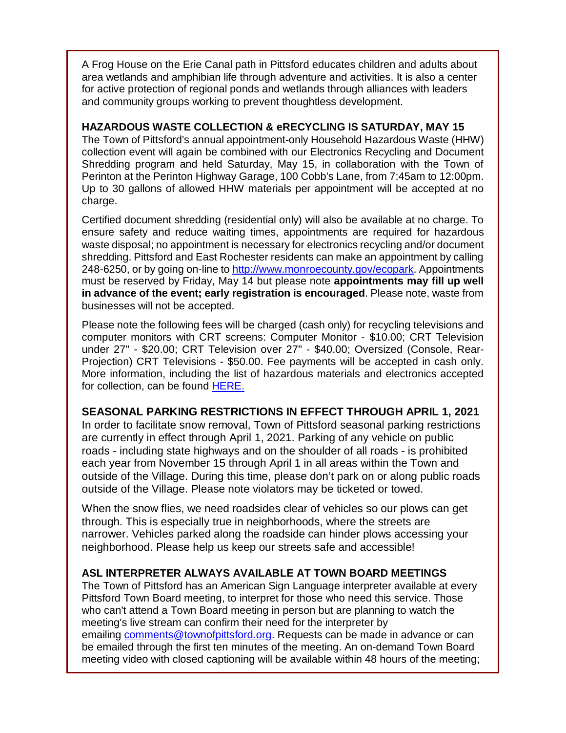A Frog House on the Erie Canal path in Pittsford educates children and adults about area wetlands and amphibian life through adventure and activities. It is also a center for active protection of regional ponds and wetlands through alliances with leaders and community groups working to prevent thoughtless development.

**HAZARDOUS WASTE COLLECTION & eRECYCLING IS SATURDAY, MAY 15**

The Town of Pittsford's annual appointment-only Household Hazardous Waste (HHW) collection event will again be combined with our Electronics Recycling and Document Shredding program and held Saturday, May 15, in collaboration with the Town of Perinton at the Perinton Highway Garage, 100 Cobb's Lane, from 7:45am to 12:00pm. Up to 30 gallons of allowed HHW materials per appointment will be accepted at no charge.

Certified document shredding (residential only) will also be available at no charge. To ensure safety and reduce waiting times, appointments are required for hazardous waste disposal; no appointment is necessary for electronics recycling and/or document shredding. Pittsford and East Rochester residents can make an appointment by calling 248-6250, or by going on-line to [http://www.monroecounty.gov/ecopark](http://www.monroecounty.gov/ecopark). Appointments must be reserved by Friday, May 14 but please note **appointments may fill up well in advance of the event; early registration is encouraged**. Please note, waste from businesses will not be accepted.

Please note the following fees will be charged (cash only) for recycling televisions and computer monitors with CRT screens: Computer Monitor - $10.00; CRT Television under 27" - $20.00; CRT Television over 27" - $40.00; Oversized (Console, Rear-Projection) CRT Televisions - $50.00. Fee payments will be accepted in cash only. More information, including the list of hazardous materials and electronics accepted for collection, can be found HERE.

**SEASONAL PARKING RESTRICTIONS IN EFFECT THROUGH APRIL 1, 2021**

In order to facilitate snow removal, Town of Pittsford seasonal parking restrictions are currently in effect through April 1, 2021. Parking of any vehicle on public roads - including state highways and on the shoulder of all roads - is prohibited each year from November 15 through April 1 in all areas within the Town and outside of the Village. During this time, please don't park on or along public roads outside of the Village. Please note violators may be ticketed or towed.

When the snow flies, we need roadsides clear of vehicles so our plows can get through. This is especially true in neighborhoods, where the streets are narrower. Vehicles parked along the roadside can hinder plows accessing your neighborhood. Please help us keep our streets safe and accessible!

**ASL INTERPRETER ALWAYS AVAILABLE AT TOWN BOARD MEETINGS**

The Town of Pittsford has an American Sign Language interpreter available at every Pittsford Town Board meeting, to interpret for those who need this service. Those who can't attend a Town Board meeting in person but are planning to watch the meeting's live stream can confirm their need for the interpreter by emailing [comments@townofpittsford.org](mailto:comments@townofpittsford.org). Requests can be made in advance or can be emailed through the first ten minutes of the meeting. An on-demand Town Board meeting video with closed captioning will be available within 48 hours of the meeting;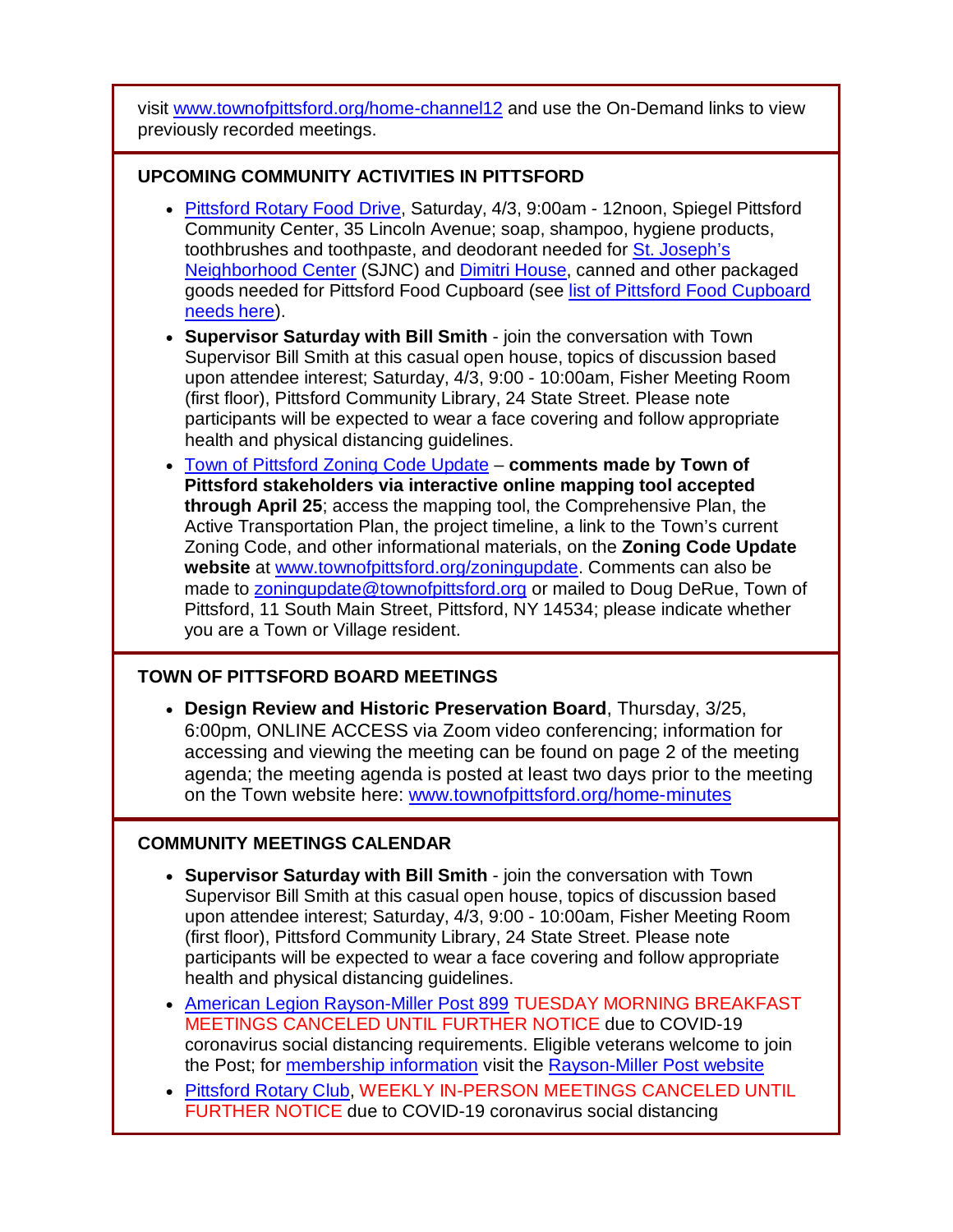visit www.townofpittsford.org/home-channel12 and use the On-Demand links to view previously recorded meetings.

### UPCOMING COMMUNITY ACTIVITIES IN PITTSFORD

- Pittsford Rotary Food Drive, Saturday, 4/3, 9:00am - 12noon, Spiegel Pittsford Community Center, 35 Lincoln Avenue; soap, shampoo, hygiene products, toothbrushes and toothpaste, and deodorant needed for St. Joseph's Neighborhood Center (SJNC) and Dimitri House, canned and other packaged goods needed for Pittsford Food Cupboard (see list of Pittsford Food Cupboard needs here).
- **Supervisor Saturday with Bill Smith** - join the conversation with Town Supervisor Bill Smith at this casual open house, topics of discussion based upon attendee interest; Saturday, 4/3, 9:00 - 10:00am, Fisher Meeting Room (first floor), Pittsford Community Library, 24 State Street. Please note participants will be expected to wear a face covering and follow appropriate health and physical distancing guidelines.
- Town of Pittsford Zoning Code Update – **comments made by Town of Pittsford stakeholders via interactive online mapping tool accepted through April 25**; access the mapping tool, the Comprehensive Plan, the Active Transportation Plan, the project timeline, a link to the Town's current Zoning Code, and other informational materials, on the **Zoning Code Update website** at www.townofpittsford.org/zoningupdate. Comments can also be made to zoningupdate@townofpittsford.org or mailed to Doug DeRue, Town of Pittsford, 11 South Main Street, Pittsford, NY 14534; please indicate whether you are a Town or Village resident.

### TOWN OF PITTSFORD BOARD MEETINGS

- **Design Review and Historic Preservation Board**, Thursday, 3/25, 6:00pm, ONLINE ACCESS via Zoom video conferencing; information for accessing and viewing the meeting can be found on page 2 of the meeting agenda; the meeting agenda is posted at least two days prior to the meeting on the Town website here: www.townofpittsford.org/home-minutes

### COMMUNITY MEETINGS CALENDAR

- **Supervisor Saturday with Bill Smith** - join the conversation with Town Supervisor Bill Smith at this casual open house, topics of discussion based upon attendee interest; Saturday, 4/3, 9:00 - 10:00am, Fisher Meeting Room (first floor), Pittsford Community Library, 24 State Street. Please note participants will be expected to wear a face covering and follow appropriate health and physical distancing guidelines.
- American Legion Rayson-Miller Post 899 TUESDAY MORNING BREAKFAST MEETINGS CANCELED UNTIL FURTHER NOTICE due to COVID-19 coronavirus social distancing requirements. Eligible veterans welcome to join the Post; for membership information visit the Rayson-Miller Post website
- Pittsford Rotary Club, WEEKLY IN-PERSON MEETINGS CANCELED UNTIL FURTHER NOTICE due to COVID-19 coronavirus social distancing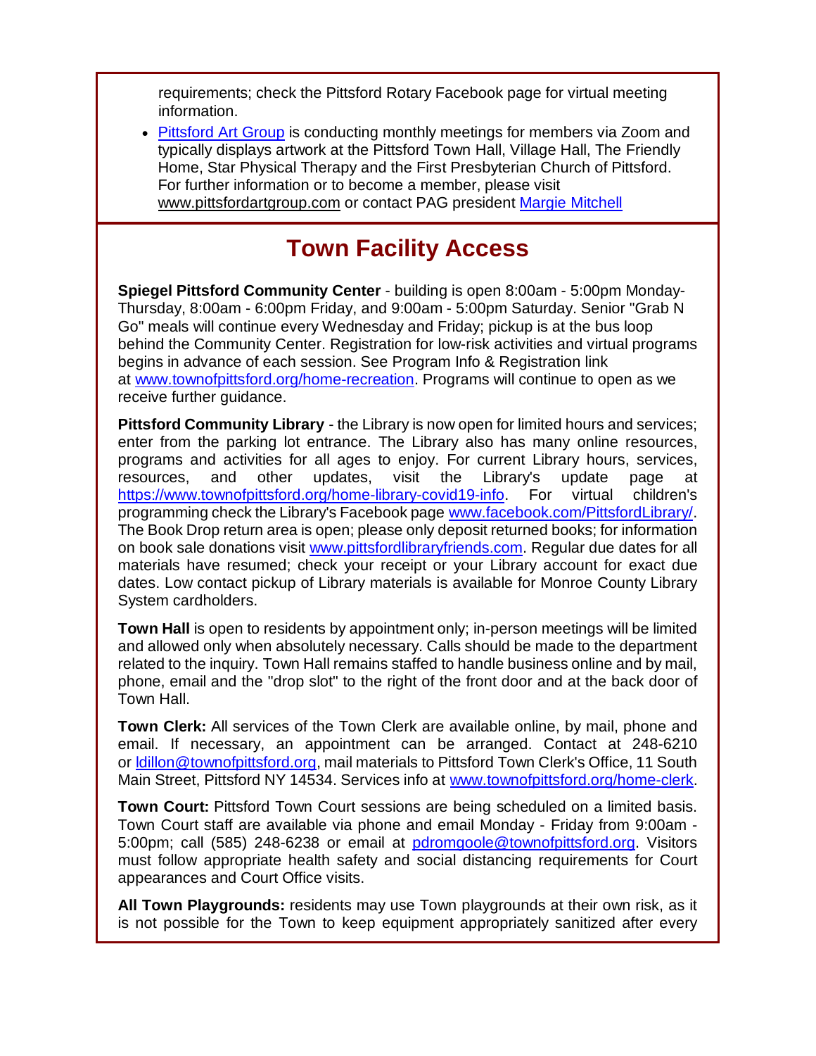requirements; check the Pittsford Rotary Facebook page for virtual meeting information.

- Pittsford Art Group is conducting monthly meetings for members via Zoom and typically displays artwork at the Pittsford Town Hall, Village Hall, The Friendly Home, Star Physical Therapy and the First Presbyterian Church of Pittsford. For further information or to become a member, please visit www.pittsfordartgroup.com or contact PAG president Margie Mitchell

## Town Facility Access

**Spiegel Pittsford Community Center** - building is open 8:00am - 5:00pm Monday-Thursday, 8:00am - 6:00pm Friday, and 9:00am - 5:00pm Saturday. Senior "Grab N Go" meals will continue every Wednesday and Friday; pickup is at the bus loop behind the Community Center. Registration for low-risk activities and virtual programs begins in advance of each session. See Program Info & Registration link at www.townofpittsford.org/home-recreation. Programs will continue to open as we receive further guidance.

**Pittsford Community Library** - the Library is now open for limited hours and services; enter from the parking lot entrance. The Library also has many online resources, programs and activities for all ages to enjoy. For current Library hours, services, resources, and other updates, visit the Library's update page at https://www.townofpittsford.org/home-library-covid19-info. For virtual children's programming check the Library's Facebook page www.facebook.com/PittsfordLibrary/. The Book Drop return area is open; please only deposit returned books; for information on book sale donations visit www.pittsfordlibraryfriends.com. Regular due dates for all materials have resumed; check your receipt or your Library account for exact due dates. Low contact pickup of Library materials is available for Monroe County Library System cardholders.

**Town Hall** is open to residents by appointment only; in-person meetings will be limited and allowed only when absolutely necessary. Calls should be made to the department related to the inquiry. Town Hall remains staffed to handle business online and by mail, phone, email and the "drop slot" to the right of the front door and at the back door of Town Hall.

**Town Clerk:** All services of the Town Clerk are available online, by mail, phone and email. If necessary, an appointment can be arranged. Contact at 248-6210 or ldillon@townofpittsford.org, mail materials to Pittsford Town Clerk's Office, 11 South Main Street, Pittsford NY 14534. Services info at www.townofpittsford.org/home-clerk.

**Town Court:** Pittsford Town Court sessions are being scheduled on a limited basis. Town Court staff are available via phone and email Monday - Friday from 9:00am - 5:00pm; call (585) 248-6238 or email at pdromgoole@townofpittsford.org. Visitors must follow appropriate health safety and social distancing requirements for Court appearances and Court Office visits.

**All Town Playgrounds:** residents may use Town playgrounds at their own risk, as it is not possible for the Town to keep equipment appropriately sanitized after every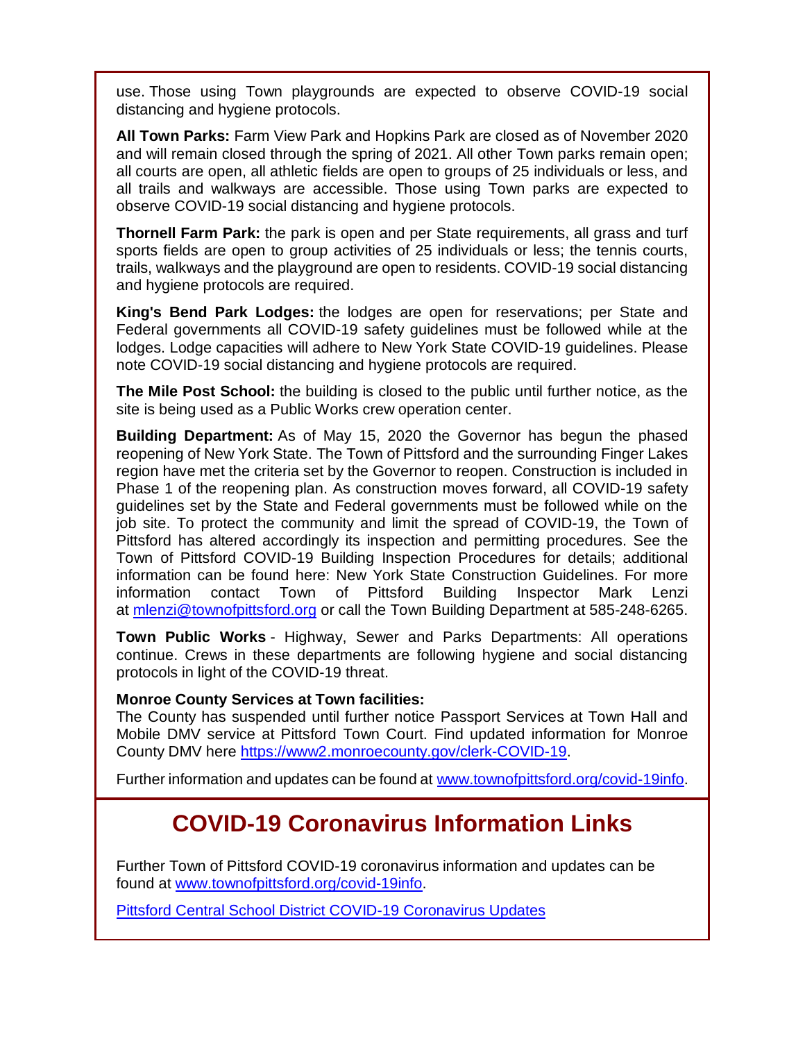use. Those using Town playgrounds are expected to observe COVID-19 social distancing and hygiene protocols.

**All Town Parks:** Farm View Park and Hopkins Park are closed as of November 2020 and will remain closed through the spring of 2021. All other Town parks remain open; all courts are open, all athletic fields are open to groups of 25 individuals or less, and all trails and walkways are accessible. Those using Town parks are expected to observe COVID-19 social distancing and hygiene protocols.

**Thornell Farm Park:** the park is open and per State requirements, all grass and turf sports fields are open to group activities of 25 individuals or less; the tennis courts, trails, walkways and the playground are open to residents. COVID-19 social distancing and hygiene protocols are required.

**King's Bend Park Lodges:** the lodges are open for reservations; per State and Federal governments all COVID-19 safety guidelines must be followed while at the lodges. Lodge capacities will adhere to New York State COVID-19 guidelines. Please note COVID-19 social distancing and hygiene protocols are required.

**The Mile Post School:** the building is closed to the public until further notice, as the site is being used as a Public Works crew operation center.

**Building Department:** As of May 15, 2020 the Governor has begun the phased reopening of New York State. The Town of Pittsford and the surrounding Finger Lakes region have met the criteria set by the Governor to reopen. Construction is included in Phase 1 of the reopening plan. As construction moves forward, all COVID-19 safety guidelines set by the State and Federal governments must be followed while on the job site. To protect the community and limit the spread of COVID-19, the Town of Pittsford has altered accordingly its inspection and permitting procedures. See the Town of Pittsford COVID-19 Building Inspection Procedures for details; additional information can be found here: New York State Construction Guidelines. For more information contact Town of Pittsford Building Inspector Mark Lenzi at mlenzi@townofpittsford.org or call the Town Building Department at 585-248-6265.

**Town Public Works** - Highway, Sewer and Parks Departments: All operations continue. Crews in these departments are following hygiene and social distancing protocols in light of the COVID-19 threat.

**Monroe County Services at Town facilities:**
The County has suspended until further notice Passport Services at Town Hall and Mobile DMV service at Pittsford Town Court. Find updated information for Monroe County DMV here https://www2.monroecounty.gov/clerk-COVID-19.

Further information and updates can be found at www.townofpittsford.org/covid-19info.

## COVID-19 Coronavirus Information Links

Further Town of Pittsford COVID-19 coronavirus information and updates can be found at www.townofpittsford.org/covid-19info.

Pittsford Central School District COVID-19 Coronavirus Updates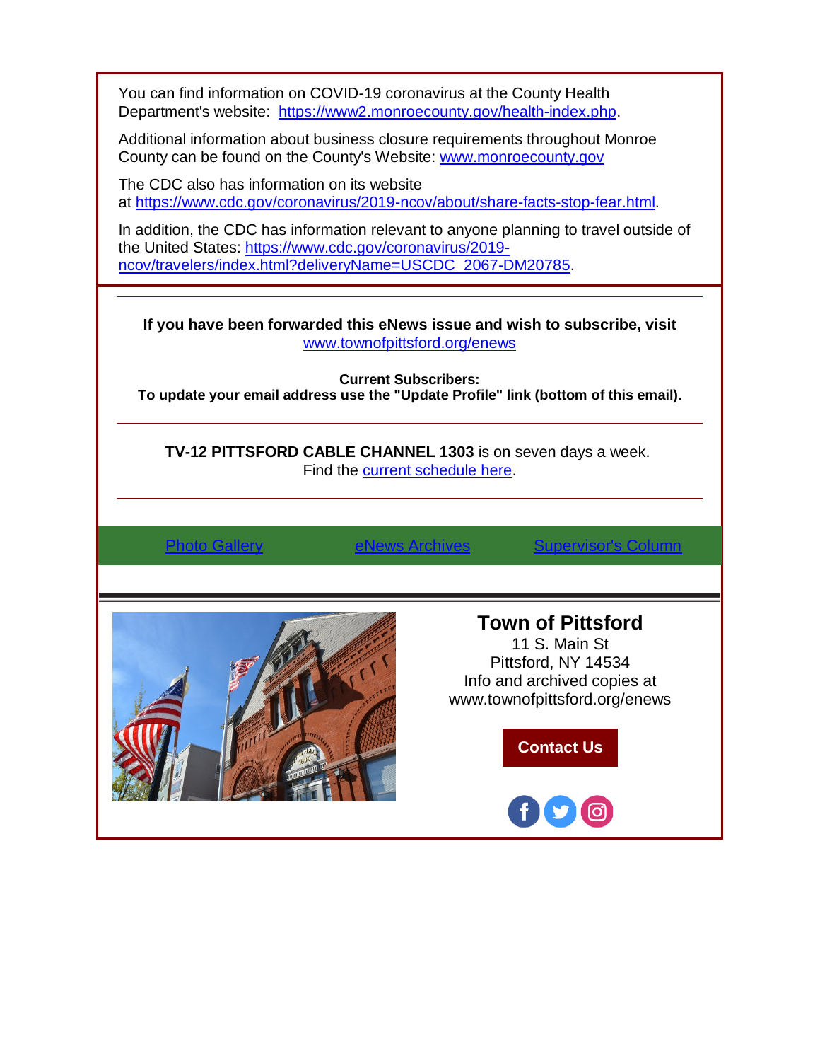You can find information on COVID-19 coronavirus at the County Health Department's website: https://www2.monroecounty.gov/health-index.php.

Additional information about business closure requirements throughout Monroe County can be found on the County's Website: www.monroecounty.gov

The CDC also has information on its website at https://www.cdc.gov/coronavirus/2019-ncov/about/share-facts-stop-fear.html.

In addition, the CDC has information relevant to anyone planning to travel outside of the United States: https://www.cdc.gov/coronavirus/2019-ncov/travelers/index.html?deliveryName=USCDC_2067-DM20785.

---

**If you have been forwarded this eNews issue and wish to subscribe, visit** www.townofpittsford.org/enews

**Current Subscribers:**
**To update your email address use the "Update Profile" link (bottom of this email).**

---

**TV-12 PITTSFORD CABLE CHANNEL 1303** is on seven days a week.
Find the current schedule here.

---

Photo Gallery | eNews Archives | Supervisor's Column

---

## Town of Pittsford

11 S. Main St
Pittsford, NY 14534
Info and archived copies at
www.townofpittsford.org/enews

**Contact Us**